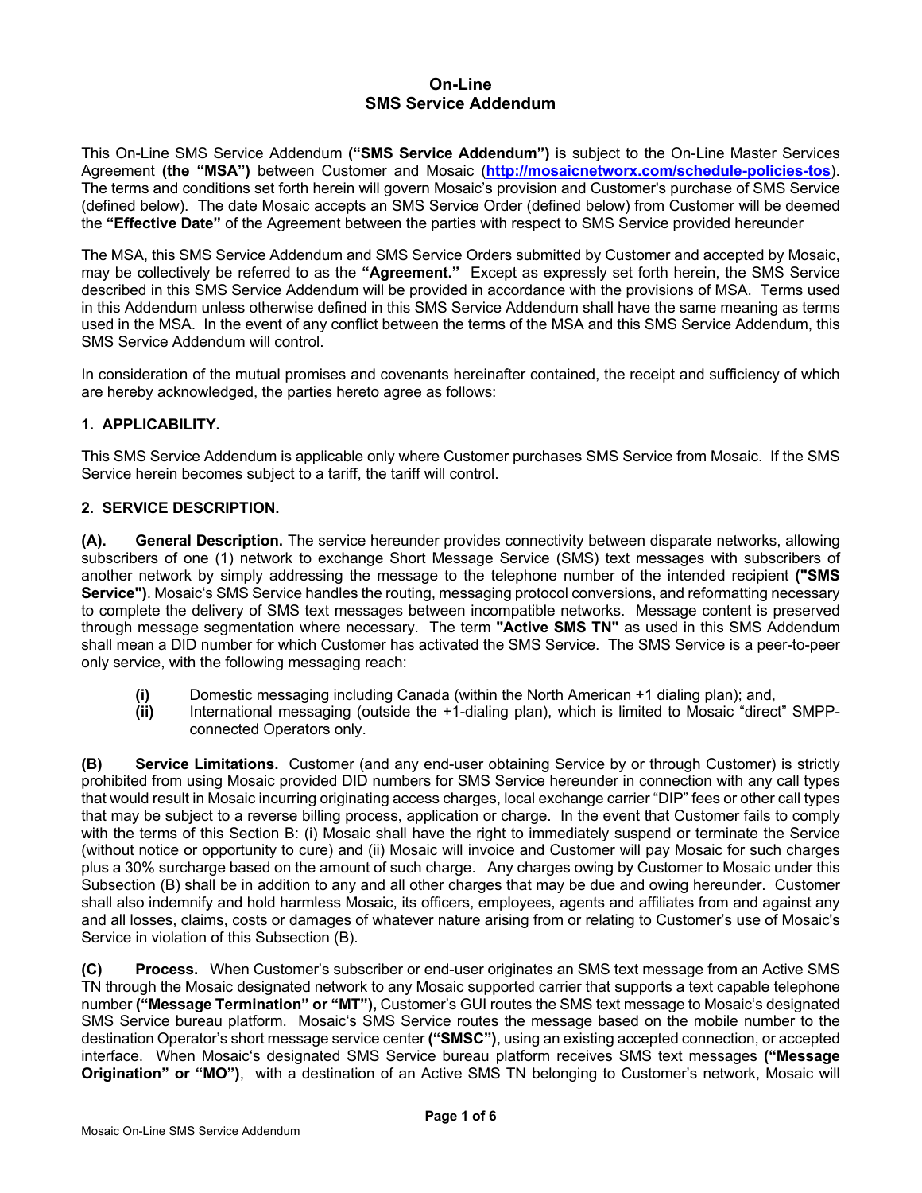# On-Line
# SMS Service Addendum

This On-Line SMS Service Addendum **("SMS Service Addendum")** is subject to the On-Line Master Services Agreement **(the "MSA")** between Customer and Mosaic (**http://mosaicnetworx.com/schedule-policies-tos**). The terms and conditions set forth herein will govern Mosaic's provision and Customer's purchase of SMS Service (defined below). The date Mosaic accepts an SMS Service Order (defined below) from Customer will be deemed the **"Effective Date"** of the Agreement between the parties with respect to SMS Service provided hereunder

The MSA, this SMS Service Addendum and SMS Service Orders submitted by Customer and accepted by Mosaic, may be collectively be referred to as the **"Agreement."** Except as expressly set forth herein, the SMS Service described in this SMS Service Addendum will be provided in accordance with the provisions of MSA. Terms used in this Addendum unless otherwise defined in this SMS Service Addendum shall have the same meaning as terms used in the MSA. In the event of any conflict between the terms of the MSA and this SMS Service Addendum, this SMS Service Addendum will control.

In consideration of the mutual promises and covenants hereinafter contained, the receipt and sufficiency of which are hereby acknowledged, the parties hereto agree as follows:

## 1. APPLICABILITY.

This SMS Service Addendum is applicable only where Customer purchases SMS Service from Mosaic. If the SMS Service herein becomes subject to a tariff, the tariff will control.

## 2. SERVICE DESCRIPTION.

**(A). General Description.** The service hereunder provides connectivity between disparate networks, allowing subscribers of one (1) network to exchange Short Message Service (SMS) text messages with subscribers of another network by simply addressing the message to the telephone number of the intended recipient **("SMS Service")**. Mosaic's SMS Service handles the routing, messaging protocol conversions, and reformatting necessary to complete the delivery of SMS text messages between incompatible networks. Message content is preserved through message segmentation where necessary. The term **"Active SMS TN"** as used in this SMS Addendum shall mean a DID number for which Customer has activated the SMS Service. The SMS Service is a peer-to-peer only service, with the following messaging reach:

- **(i)** Domestic messaging including Canada (within the North American +1 dialing plan); and,
- **(ii)** International messaging (outside the +1-dialing plan), which is limited to Mosaic "direct" SMPP-connected Operators only.

**(B) Service Limitations.** Customer (and any end-user obtaining Service by or through Customer) is strictly prohibited from using Mosaic provided DID numbers for SMS Service hereunder in connection with any call types that would result in Mosaic incurring originating access charges, local exchange carrier "DIP" fees or other call types that may be subject to a reverse billing process, application or charge. In the event that Customer fails to comply with the terms of this Section B: (i) Mosaic shall have the right to immediately suspend or terminate the Service (without notice or opportunity to cure) and (ii) Mosaic will invoice and Customer will pay Mosaic for such charges plus a 30% surcharge based on the amount of such charge. Any charges owing by Customer to Mosaic under this Subsection (B) shall be in addition to any and all other charges that may be due and owing hereunder. Customer shall also indemnify and hold harmless Mosaic, its officers, employees, agents and affiliates from and against any and all losses, claims, costs or damages of whatever nature arising from or relating to Customer's use of Mosaic's Service in violation of this Subsection (B).

**(C) Process.** When Customer's subscriber or end-user originates an SMS text message from an Active SMS TN through the Mosaic designated network to any Mosaic supported carrier that supports a text capable telephone number **("Message Termination" or "MT"),** Customer's GUI routes the SMS text message to Mosaic's designated SMS Service bureau platform. Mosaic's SMS Service routes the message based on the mobile number to the destination Operator's short message service center **("SMSC")**, using an existing accepted connection, or accepted interface. When Mosaic's designated SMS Service bureau platform receives SMS text messages **("Message Origination" or "MO")**, with a destination of an Active SMS TN belonging to Customer's network, Mosaic will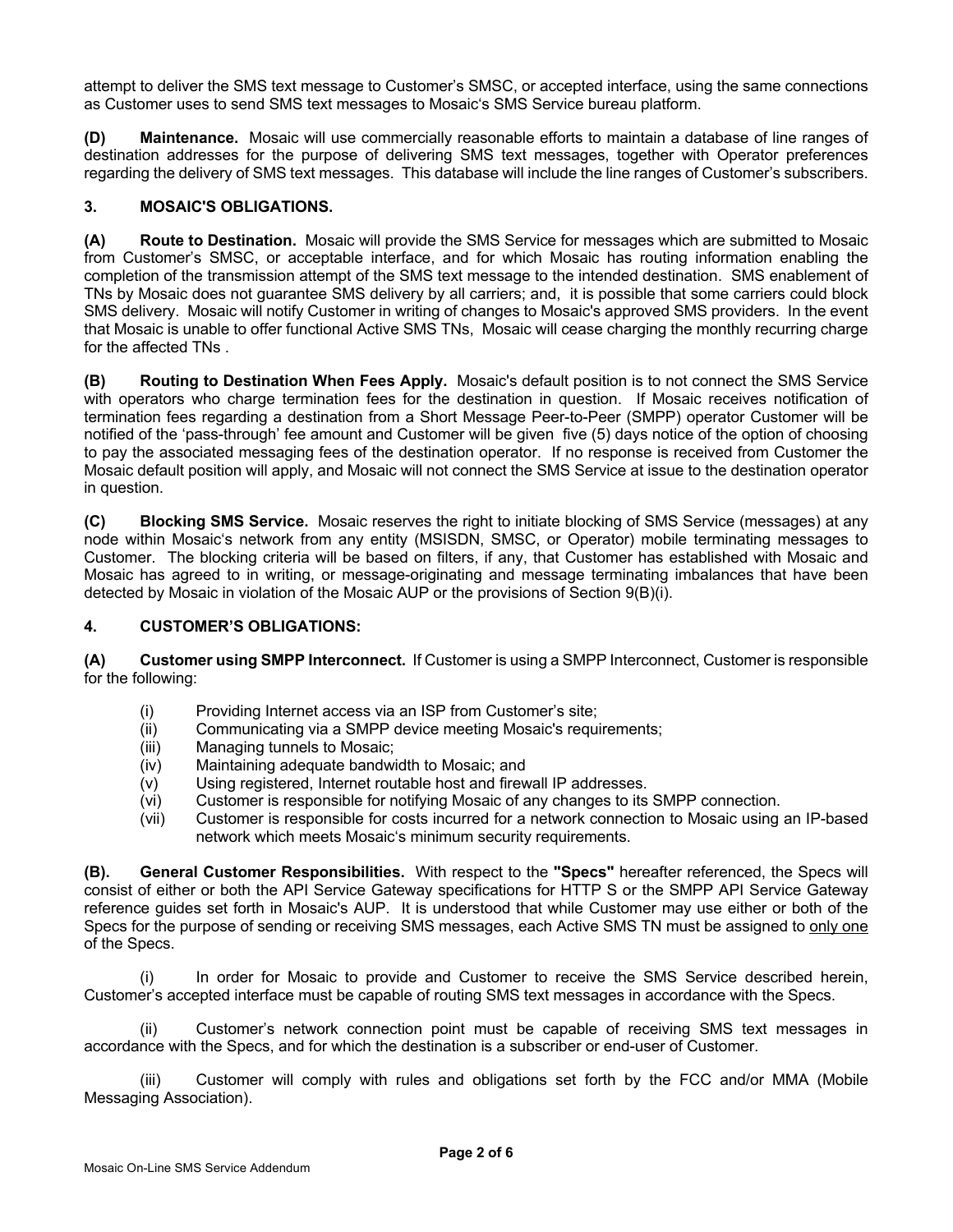attempt to deliver the SMS text message to Customer's SMSC, or accepted interface, using the same connections as Customer uses to send SMS text messages to Mosaic's SMS Service bureau platform.

**(D) Maintenance.** Mosaic will use commercially reasonable efforts to maintain a database of line ranges of destination addresses for the purpose of delivering SMS text messages, together with Operator preferences regarding the delivery of SMS text messages. This database will include the line ranges of Customer's subscribers.

## 3. MOSAIC'S OBLIGATIONS.

**(A) Route to Destination.** Mosaic will provide the SMS Service for messages which are submitted to Mosaic from Customer's SMSC, or acceptable interface, and for which Mosaic has routing information enabling the completion of the transmission attempt of the SMS text message to the intended destination. SMS enablement of TNs by Mosaic does not guarantee SMS delivery by all carriers; and, it is possible that some carriers could block SMS delivery. Mosaic will notify Customer in writing of changes to Mosaic's approved SMS providers. In the event that Mosaic is unable to offer functional Active SMS TNs, Mosaic will cease charging the monthly recurring charge for the affected TNs .

**(B) Routing to Destination When Fees Apply.** Mosaic's default position is to not connect the SMS Service with operators who charge termination fees for the destination in question. If Mosaic receives notification of termination fees regarding a destination from a Short Message Peer-to-Peer (SMPP) operator Customer will be notified of the 'pass-through' fee amount and Customer will be given five (5) days notice of the option of choosing to pay the associated messaging fees of the destination operator. If no response is received from Customer the Mosaic default position will apply, and Mosaic will not connect the SMS Service at issue to the destination operator in question.

**(C) Blocking SMS Service.** Mosaic reserves the right to initiate blocking of SMS Service (messages) at any node within Mosaic's network from any entity (MSISDN, SMSC, or Operator) mobile terminating messages to Customer. The blocking criteria will be based on filters, if any, that Customer has established with Mosaic and Mosaic has agreed to in writing, or message-originating and message terminating imbalances that have been detected by Mosaic in violation of the Mosaic AUP or the provisions of Section 9(B)(i).

## 4. CUSTOMER'S OBLIGATIONS:

**(A) Customer using SMPP Interconnect.** If Customer is using a SMPP Interconnect, Customer is responsible for the following:

- (i) Providing Internet access via an ISP from Customer's site;
- (ii) Communicating via a SMPP device meeting Mosaic's requirements;
- (iii) Managing tunnels to Mosaic;
- (iv) Maintaining adequate bandwidth to Mosaic; and
- (v) Using registered, Internet routable host and firewall IP addresses.
- (vi) Customer is responsible for notifying Mosaic of any changes to its SMPP connection.
- (vii) Customer is responsible for costs incurred for a network connection to Mosaic using an IP-based network which meets Mosaic's minimum security requirements.

**(B). General Customer Responsibilities.** With respect to the **"Specs"** hereafter referenced, the Specs will consist of either or both the API Service Gateway specifications for HTTP S or the SMPP API Service Gateway reference guides set forth in Mosaic's AUP. It is understood that while Customer may use either or both of the Specs for the purpose of sending or receiving SMS messages, each Active SMS TN must be assigned to <u>only one</u> of the Specs.

(i) In order for Mosaic to provide and Customer to receive the SMS Service described herein, Customer's accepted interface must be capable of routing SMS text messages in accordance with the Specs.

(ii) Customer's network connection point must be capable of receiving SMS text messages in accordance with the Specs, and for which the destination is a subscriber or end-user of Customer.

(iii) Customer will comply with rules and obligations set forth by the FCC and/or MMA (Mobile Messaging Association).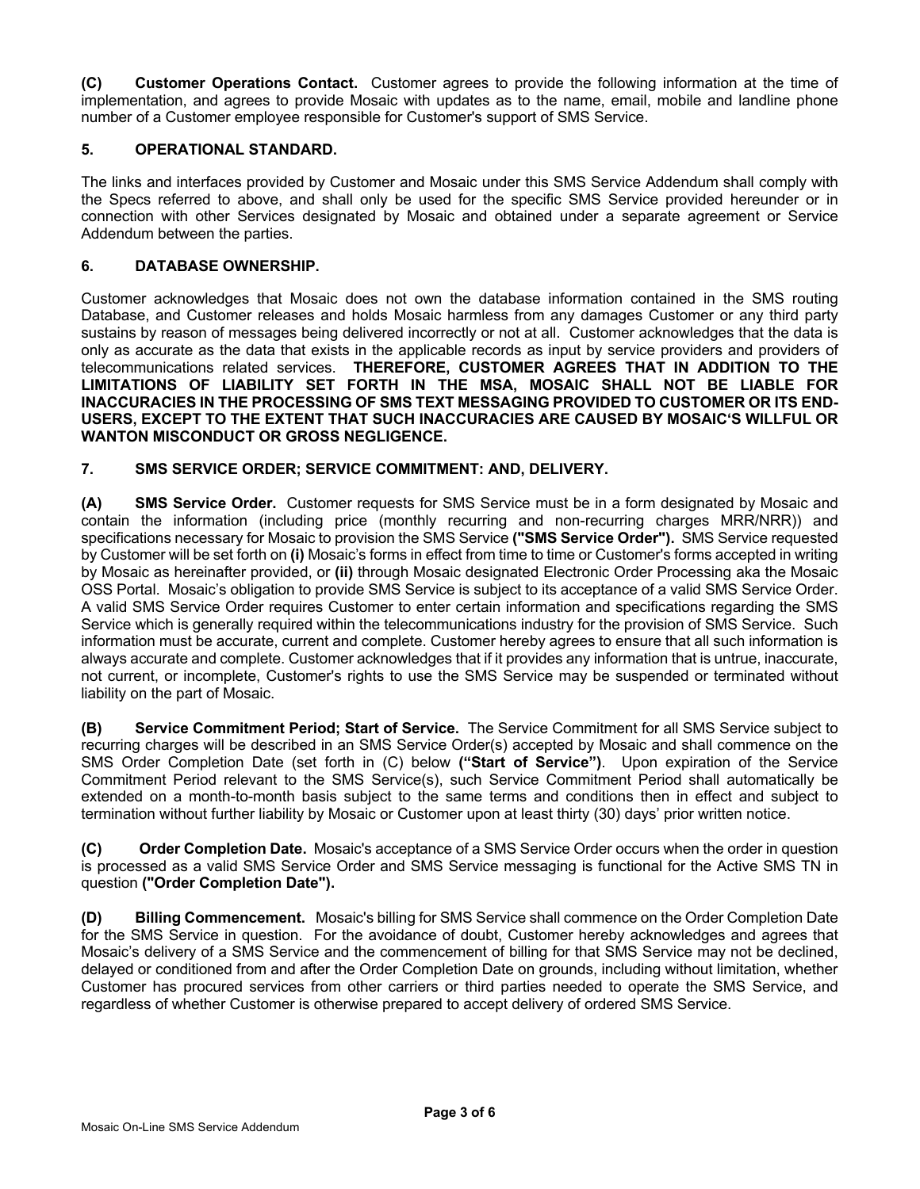**(C) Customer Operations Contact.** Customer agrees to provide the following information at the time of implementation, and agrees to provide Mosaic with updates as to the name, email, mobile and landline phone number of a Customer employee responsible for Customer's support of SMS Service.

## 5. OPERATIONAL STANDARD.

The links and interfaces provided by Customer and Mosaic under this SMS Service Addendum shall comply with the Specs referred to above, and shall only be used for the specific SMS Service provided hereunder or in connection with other Services designated by Mosaic and obtained under a separate agreement or Service Addendum between the parties.

## 6. DATABASE OWNERSHIP.

Customer acknowledges that Mosaic does not own the database information contained in the SMS routing Database, and Customer releases and holds Mosaic harmless from any damages Customer or any third party sustains by reason of messages being delivered incorrectly or not at all. Customer acknowledges that the data is only as accurate as the data that exists in the applicable records as input by service providers and providers of telecommunications related services. **THEREFORE, CUSTOMER AGREES THAT IN ADDITION TO THE LIMITATIONS OF LIABILITY SET FORTH IN THE MSA, MOSAIC SHALL NOT BE LIABLE FOR INACCURACIES IN THE PROCESSING OF SMS TEXT MESSAGING PROVIDED TO CUSTOMER OR ITS END-USERS, EXCEPT TO THE EXTENT THAT SUCH INACCURACIES ARE CAUSED BY MOSAIC'S WILLFUL OR WANTON MISCONDUCT OR GROSS NEGLIGENCE.**

## 7. SMS SERVICE ORDER; SERVICE COMMITMENT: AND, DELIVERY.

**(A) SMS Service Order.** Customer requests for SMS Service must be in a form designated by Mosaic and contain the information (including price (monthly recurring and non-recurring charges MRR/NRR)) and specifications necessary for Mosaic to provision the SMS Service **("SMS Service Order").** SMS Service requested by Customer will be set forth on **(i)** Mosaic's forms in effect from time to time or Customer's forms accepted in writing by Mosaic as hereinafter provided, or **(ii)** through Mosaic designated Electronic Order Processing aka the Mosaic OSS Portal. Mosaic's obligation to provide SMS Service is subject to its acceptance of a valid SMS Service Order. A valid SMS Service Order requires Customer to enter certain information and specifications regarding the SMS Service which is generally required within the telecommunications industry for the provision of SMS Service. Such information must be accurate, current and complete. Customer hereby agrees to ensure that all such information is always accurate and complete. Customer acknowledges that if it provides any information that is untrue, inaccurate, not current, or incomplete, Customer's rights to use the SMS Service may be suspended or terminated without liability on the part of Mosaic.

**(B) Service Commitment Period; Start of Service.** The Service Commitment for all SMS Service subject to recurring charges will be described in an SMS Service Order(s) accepted by Mosaic and shall commence on the SMS Order Completion Date (set forth in (C) below **("Start of Service")**. Upon expiration of the Service Commitment Period relevant to the SMS Service(s), such Service Commitment Period shall automatically be extended on a month-to-month basis subject to the same terms and conditions then in effect and subject to termination without further liability by Mosaic or Customer upon at least thirty (30) days' prior written notice.

**(C) Order Completion Date.** Mosaic's acceptance of a SMS Service Order occurs when the order in question is processed as a valid SMS Service Order and SMS Service messaging is functional for the Active SMS TN in question **("Order Completion Date").**

**(D) Billing Commencement.** Mosaic's billing for SMS Service shall commence on the Order Completion Date for the SMS Service in question. For the avoidance of doubt, Customer hereby acknowledges and agrees that Mosaic's delivery of a SMS Service and the commencement of billing for that SMS Service may not be declined, delayed or conditioned from and after the Order Completion Date on grounds, including without limitation, whether Customer has procured services from other carriers or third parties needed to operate the SMS Service, and regardless of whether Customer is otherwise prepared to accept delivery of ordered SMS Service.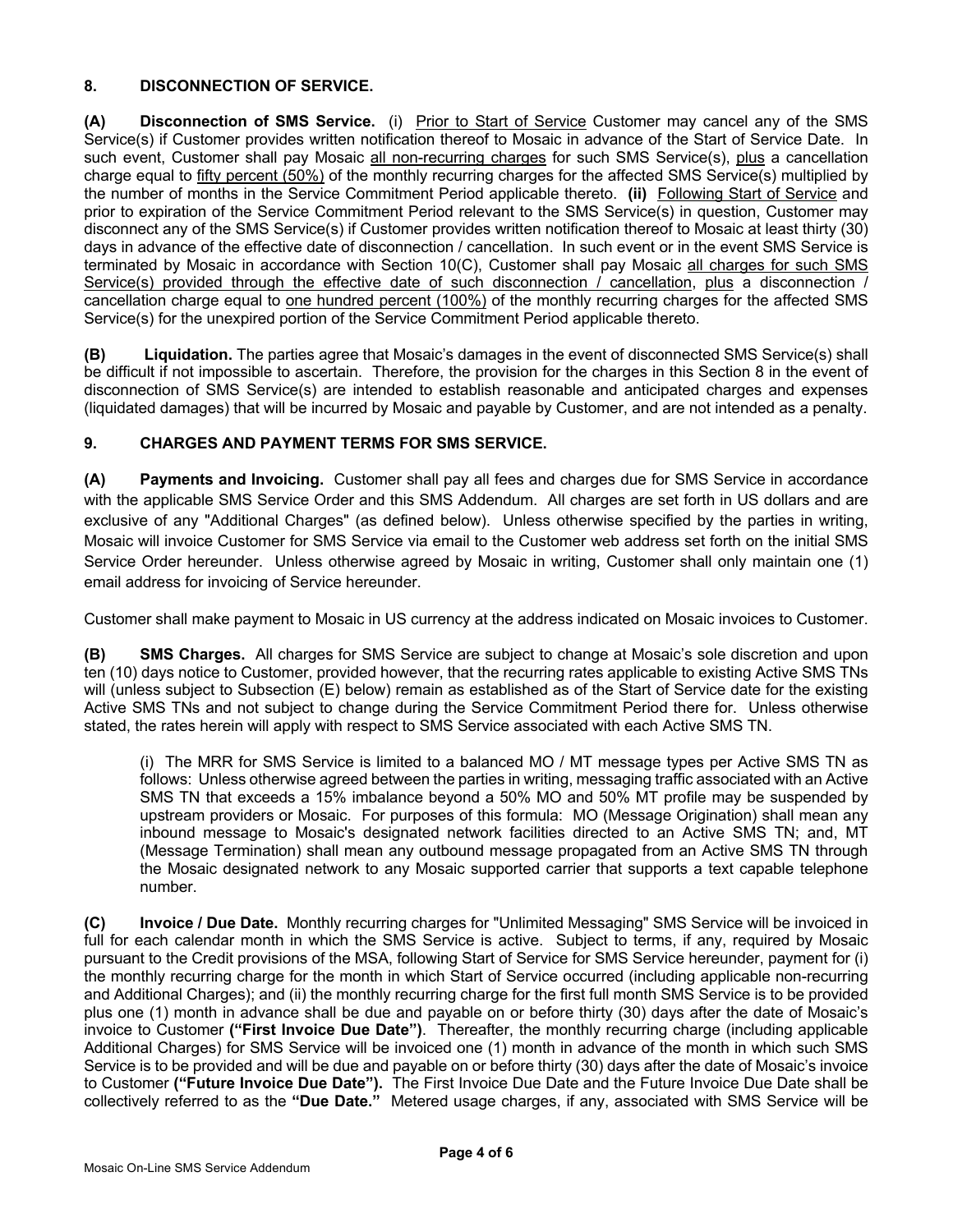## 8. DISCONNECTION OF SERVICE.

**(A) Disconnection of SMS Service.** (i) Prior to Start of Service Customer may cancel any of the SMS Service(s) if Customer provides written notification thereof to Mosaic in advance of the Start of Service Date. In such event, Customer shall pay Mosaic all non-recurring charges for such SMS Service(s), plus a cancellation charge equal to fifty percent (50%) of the monthly recurring charges for the affected SMS Service(s) multiplied by the number of months in the Service Commitment Period applicable thereto. **(ii)** Following Start of Service and prior to expiration of the Service Commitment Period relevant to the SMS Service(s) in question, Customer may disconnect any of the SMS Service(s) if Customer provides written notification thereof to Mosaic at least thirty (30) days in advance of the effective date of disconnection / cancellation. In such event or in the event SMS Service is terminated by Mosaic in accordance with Section 10(C), Customer shall pay Mosaic all charges for such SMS Service(s) provided through the effective date of such disconnection / cancellation, plus a disconnection / cancellation charge equal to one hundred percent (100%) of the monthly recurring charges for the affected SMS Service(s) for the unexpired portion of the Service Commitment Period applicable thereto.

**(B) Liquidation.** The parties agree that Mosaic's damages in the event of disconnected SMS Service(s) shall be difficult if not impossible to ascertain. Therefore, the provision for the charges in this Section 8 in the event of disconnection of SMS Service(s) are intended to establish reasonable and anticipated charges and expenses (liquidated damages) that will be incurred by Mosaic and payable by Customer, and are not intended as a penalty.

## 9. CHARGES AND PAYMENT TERMS FOR SMS SERVICE.

**(A) Payments and Invoicing.** Customer shall pay all fees and charges due for SMS Service in accordance with the applicable SMS Service Order and this SMS Addendum. All charges are set forth in US dollars and are exclusive of any "Additional Charges" (as defined below). Unless otherwise specified by the parties in writing, Mosaic will invoice Customer for SMS Service via email to the Customer web address set forth on the initial SMS Service Order hereunder. Unless otherwise agreed by Mosaic in writing, Customer shall only maintain one (1) email address for invoicing of Service hereunder.

Customer shall make payment to Mosaic in US currency at the address indicated on Mosaic invoices to Customer.

**(B) SMS Charges.** All charges for SMS Service are subject to change at Mosaic's sole discretion and upon ten (10) days notice to Customer, provided however, that the recurring rates applicable to existing Active SMS TNs will (unless subject to Subsection (E) below) remain as established as of the Start of Service date for the existing Active SMS TNs and not subject to change during the Service Commitment Period there for. Unless otherwise stated, the rates herein will apply with respect to SMS Service associated with each Active SMS TN.

(i) The MRR for SMS Service is limited to a balanced MO / MT message types per Active SMS TN as follows: Unless otherwise agreed between the parties in writing, messaging traffic associated with an Active SMS TN that exceeds a 15% imbalance beyond a 50% MO and 50% MT profile may be suspended by upstream providers or Mosaic. For purposes of this formula: MO (Message Origination) shall mean any inbound message to Mosaic's designated network facilities directed to an Active SMS TN; and, MT (Message Termination) shall mean any outbound message propagated from an Active SMS TN through the Mosaic designated network to any Mosaic supported carrier that supports a text capable telephone number.

**(C) Invoice / Due Date.** Monthly recurring charges for "Unlimited Messaging" SMS Service will be invoiced in full for each calendar month in which the SMS Service is active. Subject to terms, if any, required by Mosaic pursuant to the Credit provisions of the MSA, following Start of Service for SMS Service hereunder, payment for (i) the monthly recurring charge for the month in which Start of Service occurred (including applicable non-recurring and Additional Charges); and (ii) the monthly recurring charge for the first full month SMS Service is to be provided plus one (1) month in advance shall be due and payable on or before thirty (30) days after the date of Mosaic's invoice to Customer **("First Invoice Due Date")**. Thereafter, the monthly recurring charge (including applicable Additional Charges) for SMS Service will be invoiced one (1) month in advance of the month in which such SMS Service is to be provided and will be due and payable on or before thirty (30) days after the date of Mosaic's invoice to Customer **("Future Invoice Due Date").** The First Invoice Due Date and the Future Invoice Due Date shall be collectively referred to as the **"Due Date."** Metered usage charges, if any, associated with SMS Service will be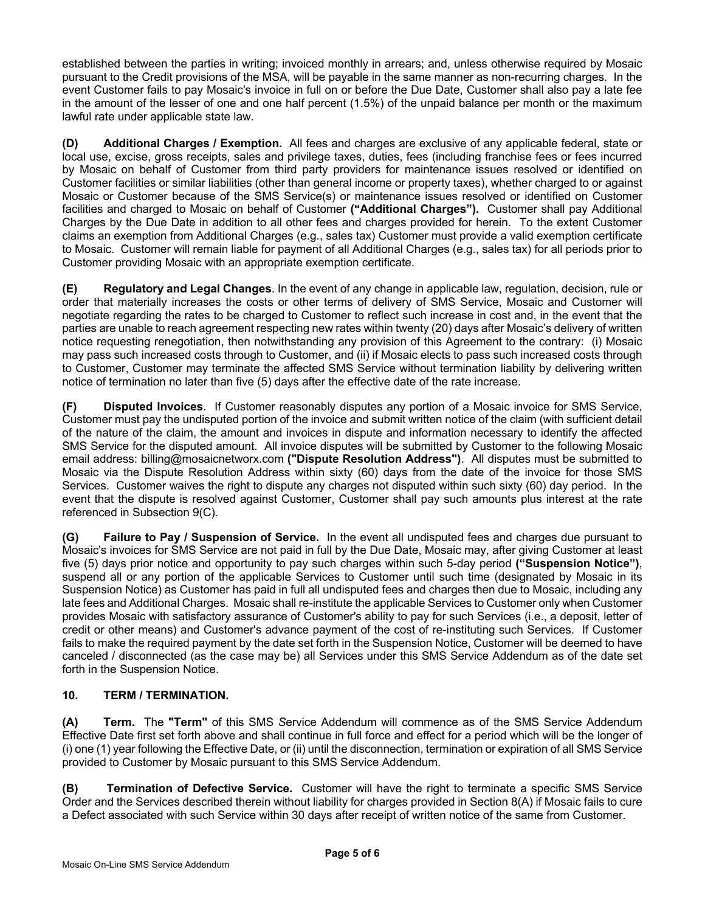established between the parties in writing; invoiced monthly in arrears; and, unless otherwise required by Mosaic pursuant to the Credit provisions of the MSA, will be payable in the same manner as non-recurring charges. In the event Customer fails to pay Mosaic's invoice in full on or before the Due Date, Customer shall also pay a late fee in the amount of the lesser of one and one half percent (1.5%) of the unpaid balance per month or the maximum lawful rate under applicable state law.

**(D) Additional Charges / Exemption.** All fees and charges are exclusive of any applicable federal, state or local use, excise, gross receipts, sales and privilege taxes, duties, fees (including franchise fees or fees incurred by Mosaic on behalf of Customer from third party providers for maintenance issues resolved or identified on Customer facilities or similar liabilities (other than general income or property taxes), whether charged to or against Mosaic or Customer because of the SMS Service(s) or maintenance issues resolved or identified on Customer facilities and charged to Mosaic on behalf of Customer **("Additional Charges").** Customer shall pay Additional Charges by the Due Date in addition to all other fees and charges provided for herein. To the extent Customer claims an exemption from Additional Charges (e.g., sales tax) Customer must provide a valid exemption certificate to Mosaic. Customer will remain liable for payment of all Additional Charges (e.g., sales tax) for all periods prior to Customer providing Mosaic with an appropriate exemption certificate.

**(E) Regulatory and Legal Changes**. In the event of any change in applicable law, regulation, decision, rule or order that materially increases the costs or other terms of delivery of SMS Service, Mosaic and Customer will negotiate regarding the rates to be charged to Customer to reflect such increase in cost and, in the event that the parties are unable to reach agreement respecting new rates within twenty (20) days after Mosaic's delivery of written notice requesting renegotiation, then notwithstanding any provision of this Agreement to the contrary: (i) Mosaic may pass such increased costs through to Customer, and (ii) if Mosaic elects to pass such increased costs through to Customer, Customer may terminate the affected SMS Service without termination liability by delivering written notice of termination no later than five (5) days after the effective date of the rate increase.

**(F) Disputed Invoices**. If Customer reasonably disputes any portion of a Mosaic invoice for SMS Service, Customer must pay the undisputed portion of the invoice and submit written notice of the claim (with sufficient detail of the nature of the claim, the amount and invoices in dispute and information necessary to identify the affected SMS Service for the disputed amount. All invoice disputes will be submitted by Customer to the following Mosaic email address: billing@mosaicnetworx.com **("Dispute Resolution Address")**. All disputes must be submitted to Mosaic via the Dispute Resolution Address within sixty (60) days from the date of the invoice for those SMS Services. Customer waives the right to dispute any charges not disputed within such sixty (60) day period. In the event that the dispute is resolved against Customer, Customer shall pay such amounts plus interest at the rate referenced in Subsection 9(C).

**(G) Failure to Pay / Suspension of Service.** In the event all undisputed fees and charges due pursuant to Mosaic's invoices for SMS Service are not paid in full by the Due Date, Mosaic may, after giving Customer at least five (5) days prior notice and opportunity to pay such charges within such 5-day period **("Suspension Notice")**, suspend all or any portion of the applicable Services to Customer until such time (designated by Mosaic in its Suspension Notice) as Customer has paid in full all undisputed fees and charges then due to Mosaic, including any late fees and Additional Charges. Mosaic shall re-institute the applicable Services to Customer only when Customer provides Mosaic with satisfactory assurance of Customer's ability to pay for such Services (i.e., a deposit, letter of credit or other means) and Customer's advance payment of the cost of re-instituting such Services. If Customer fails to make the required payment by the date set forth in the Suspension Notice, Customer will be deemed to have canceled / disconnected (as the case may be) all Services under this SMS Service Addendum as of the date set forth in the Suspension Notice.

## 10. TERM / TERMINATION.

**(A) Term.** The **"Term"** of this SMS *S*ervice Addendum will commence as of the SMS Service Addendum Effective Date first set forth above and shall continue in full force and effect for a period which will be the longer of (i) one (1) year following the Effective Date, or (ii) until the disconnection, termination or expiration of all SMS Service provided to Customer by Mosaic pursuant to this SMS Service Addendum.

**(B) Termination of Defective Service.** Customer will have the right to terminate a specific SMS Service Order and the Services described therein without liability for charges provided in Section 8(A) if Mosaic fails to cure a Defect associated with such Service within 30 days after receipt of written notice of the same from Customer.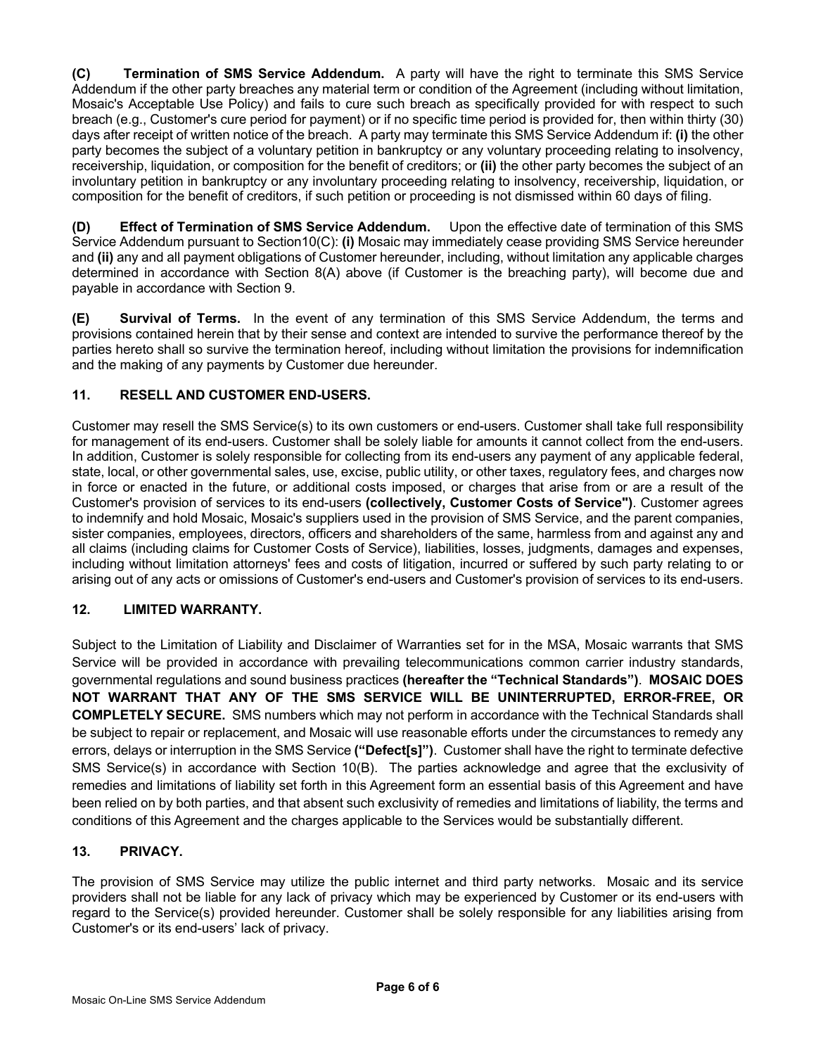**(C) Termination of SMS Service Addendum.** A party will have the right to terminate this SMS Service Addendum if the other party breaches any material term or condition of the Agreement (including without limitation, Mosaic's Acceptable Use Policy) and fails to cure such breach as specifically provided for with respect to such breach (e.g., Customer's cure period for payment) or if no specific time period is provided for, then within thirty (30) days after receipt of written notice of the breach. A party may terminate this SMS Service Addendum if: **(i)** the other party becomes the subject of a voluntary petition in bankruptcy or any voluntary proceeding relating to insolvency, receivership, liquidation, or composition for the benefit of creditors; or **(ii)** the other party becomes the subject of an involuntary petition in bankruptcy or any involuntary proceeding relating to insolvency, receivership, liquidation, or composition for the benefit of creditors, if such petition or proceeding is not dismissed within 60 days of filing.

**(D) Effect of Termination of SMS Service Addendum.** Upon the effective date of termination of this SMS Service Addendum pursuant to Section10(C): **(i)** Mosaic may immediately cease providing SMS Service hereunder and **(ii)** any and all payment obligations of Customer hereunder, including, without limitation any applicable charges determined in accordance with Section 8(A) above (if Customer is the breaching party), will become due and payable in accordance with Section 9.

**(E) Survival of Terms.** In the event of any termination of this SMS Service Addendum, the terms and provisions contained herein that by their sense and context are intended to survive the performance thereof by the parties hereto shall so survive the termination hereof, including without limitation the provisions for indemnification and the making of any payments by Customer due hereunder.

## 11. RESELL AND CUSTOMER END-USERS.

Customer may resell the SMS Service(s) to its own customers or end-users. Customer shall take full responsibility for management of its end-users. Customer shall be solely liable for amounts it cannot collect from the end-users. In addition, Customer is solely responsible for collecting from its end-users any payment of any applicable federal, state, local, or other governmental sales, use, excise, public utility, or other taxes, regulatory fees, and charges now in force or enacted in the future, or additional costs imposed, or charges that arise from or are a result of the Customer's provision of services to its end-users **(collectively, Customer Costs of Service")**. Customer agrees to indemnify and hold Mosaic, Mosaic's suppliers used in the provision of SMS Service, and the parent companies, sister companies, employees, directors, officers and shareholders of the same, harmless from and against any and all claims (including claims for Customer Costs of Service), liabilities, losses, judgments, damages and expenses, including without limitation attorneys' fees and costs of litigation, incurred or suffered by such party relating to or arising out of any acts or omissions of Customer's end-users and Customer's provision of services to its end-users.

## 12. LIMITED WARRANTY.

Subject to the Limitation of Liability and Disclaimer of Warranties set for in the MSA, Mosaic warrants that SMS Service will be provided in accordance with prevailing telecommunications common carrier industry standards, governmental regulations and sound business practices **(hereafter the "Technical Standards")**. **MOSAIC DOES NOT WARRANT THAT ANY OF THE SMS SERVICE WILL BE UNINTERRUPTED, ERROR-FREE, OR COMPLETELY SECURE.** SMS numbers which may not perform in accordance with the Technical Standards shall be subject to repair or replacement, and Mosaic will use reasonable efforts under the circumstances to remedy any errors, delays or interruption in the SMS Service **("Defect[s]")**. Customer shall have the right to terminate defective SMS Service(s) in accordance with Section 10(B). The parties acknowledge and agree that the exclusivity of remedies and limitations of liability set forth in this Agreement form an essential basis of this Agreement and have been relied on by both parties, and that absent such exclusivity of remedies and limitations of liability, the terms and conditions of this Agreement and the charges applicable to the Services would be substantially different.

## 13. PRIVACY.

The provision of SMS Service may utilize the public internet and third party networks. Mosaic and its service providers shall not be liable for any lack of privacy which may be experienced by Customer or its end-users with regard to the Service(s) provided hereunder. Customer shall be solely responsible for any liabilities arising from Customer's or its end-users' lack of privacy.